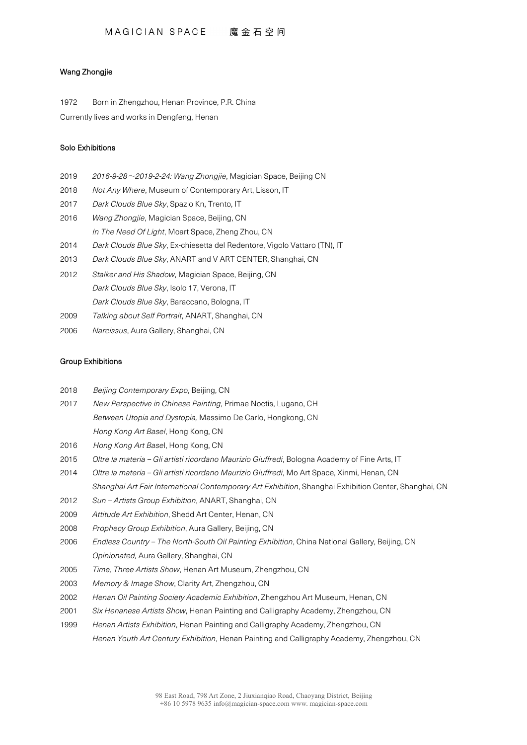# Wang Zhongjie

1972 Born in Zhengzhou, Henan Province, P.R. China

Currently lives and works in Dengfeng, Henan

## Solo Exhibitions

2019 *2016-9-28～2019-2-24: Wang Zhongjie*, Magician Space, Beijing CN

2018 *Not Any Where*, Museum of Contemporary Art, Lisson, IT

2017 *Dark Clouds Blue Sky*, Spazio Kn, Trento, IT

2016 *Wang Zhongjie*, Magician Space, Beijing, CN

*In The Need Of Light*, Moart Space, Zheng Zhou, CN

2014 *Dark Clouds Blue Sky*, Ex-chiesetta del Redentore, Vigolo Vattaro (TN), IT

2013 *Dark Clouds Blue Sky*, ANART and V ART CENTER, Shanghai, CN

2012 *Stalker and His Shadow*, Magician Space, Beijing, CN

*Dark Clouds Blue Sky*, Isolo 17, Verona, IT

*Dark Clouds Blue Sky*, Baraccano, Bologna, IT

2009 *Talking about Self Portrait*, ANART, Shanghai, CN

2006 *Narcissus*, Aura Gallery, Shanghai, CN

## Group Exhibitions

2018 *Beijing Contemporary Expo*, Beijing, CN

2017 *New Perspective in Chinese Painting*, Primae Noctis, Lugano, CH

*Between Utopia and Dystopia,* Massimo De Carlo, Hongkong, CN

*Hong Kong Art Basel*, Hong Kong, CN

2016 *Hong Kong Art Basel*, Hong Kong, CN

2015 *Oltre la materia – Gli artisti ricordano Maurizio Giuffredi*, Bologna Academy of Fine Arts, IT

2014 *Oltre la materia – Gli artisti ricordano Maurizio Giuffredi*, Mo Art Space, Xinmi, Henan, CN

*Shanghai Art Fair International Contemporary Art Exhibition*, Shanghai Exhibition Center, Shanghai, CN

2012 *Sun – Artists Group Exhibition*, ANART, Shanghai, CN

2009 *Attitude Art Exhibition*, Shedd Art Center, Henan, CN

2008 *Prophecy Group Exhibition*, Aura Gallery, Beijing, CN

2006 *Endless Country – The North-South Oil Painting Exhibition*, China National Gallery, Beijing, CN

*Opinionated,* Aura Gallery, Shanghai, CN

2005 *Time, Three Artists Show*, Henan Art Museum, Zhengzhou, CN

2003 *Memory & Image Show*, Clarity Art, Zhengzhou, CN

2002 *Henan Oil Painting Society Academic Exhibition*, Zhengzhou Art Museum, Henan, CN

2001 *Six Henanese Artists Show*, Henan Painting and Calligraphy Academy, Zhengzhou, CN

1999 *Henan Artists Exhibition*, Henan Painting and Calligraphy Academy, Zhengzhou, CN

*Henan Youth Art Century Exhibition*, Henan Painting and Calligraphy Academy, Zhengzhou, CN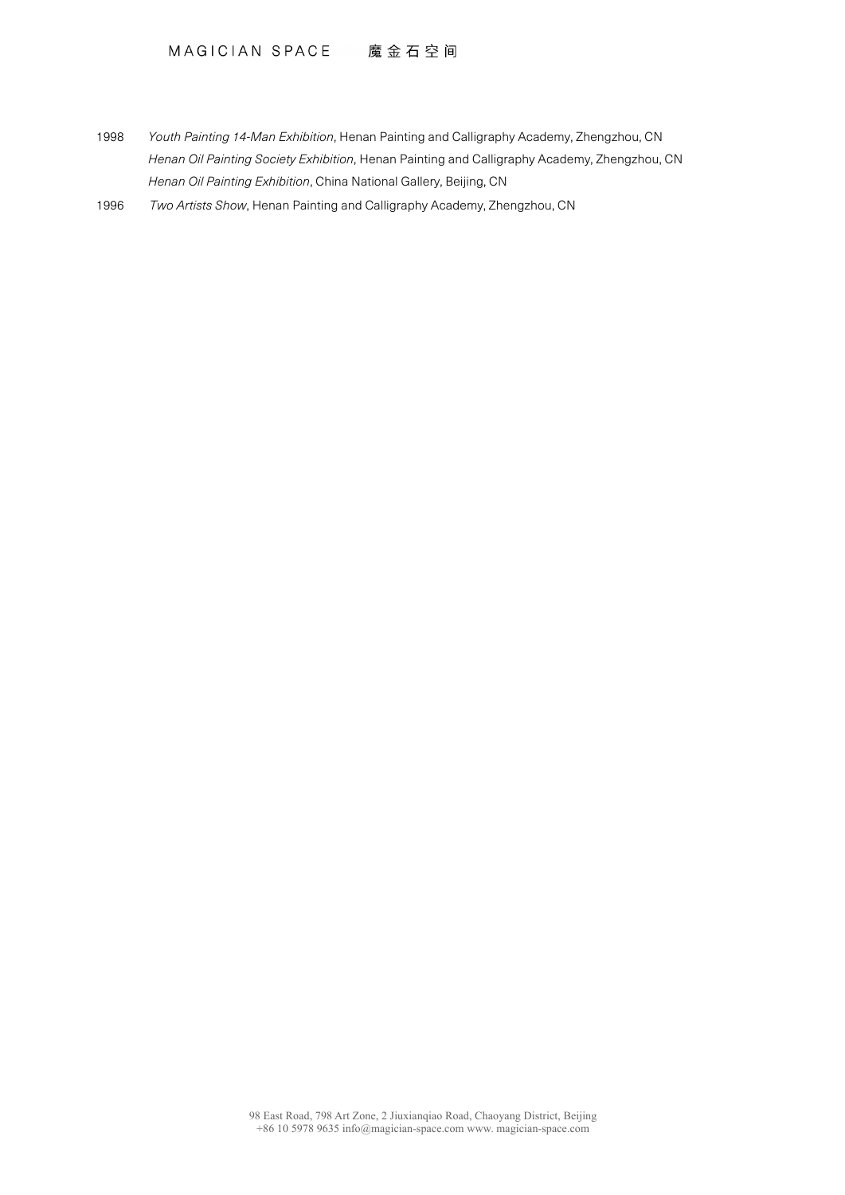1998 *Youth Painting 14-Man Exhibition*, Henan Painting and Calligraphy Academy, Zhengzhou, CN
*Henan Oil Painting Society Exhibition*, Henan Painting and Calligraphy Academy, Zhengzhou, CN
*Henan Oil Painting Exhibition*, China National Gallery, Beijing, CN

1996 *Two Artists Show*, Henan Painting and Calligraphy Academy, Zhengzhou, CN